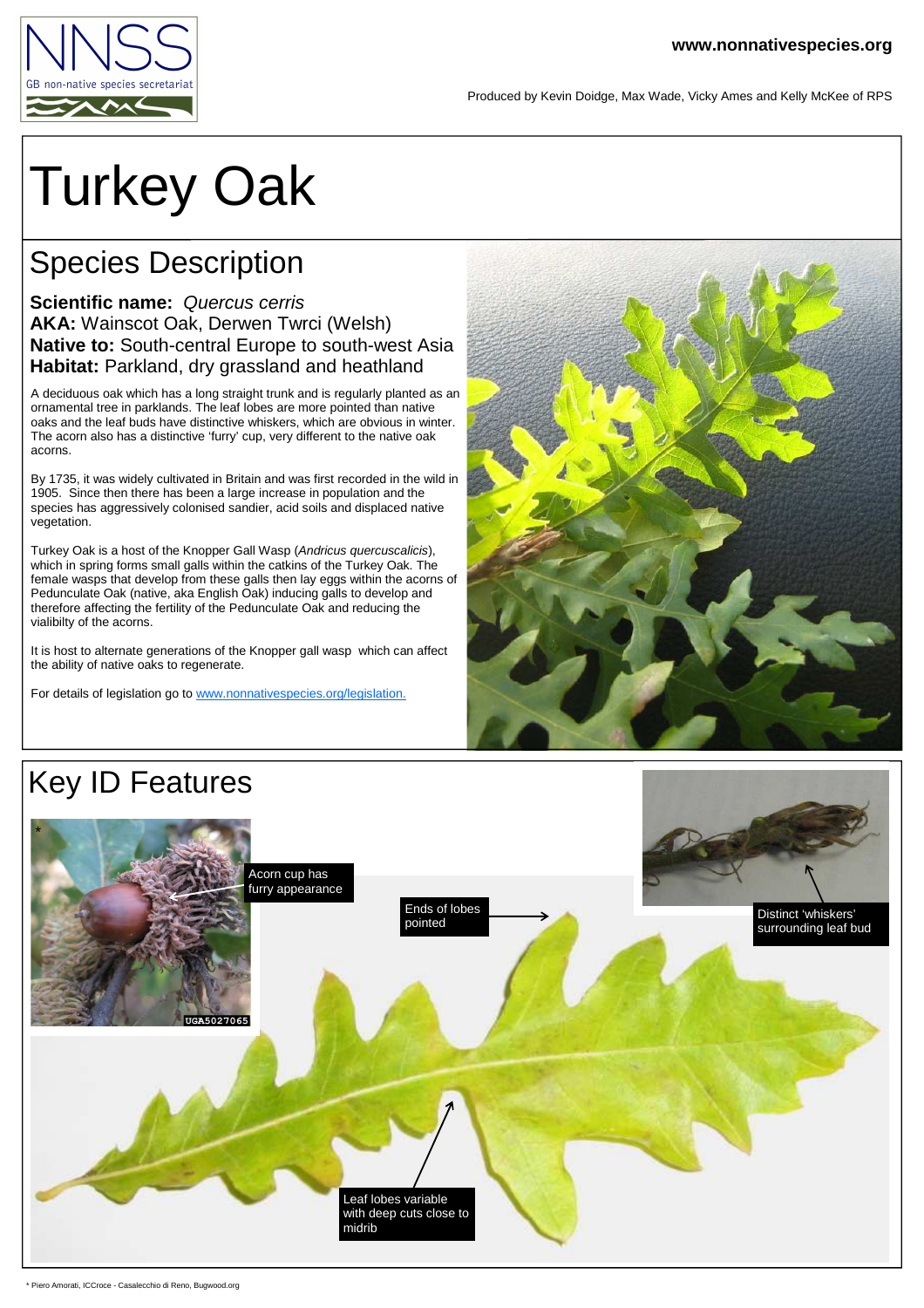www.nonnativespecies.org

Produced by Kevin Doidge, Max Wade, Vicky Ames and Kelly McKee of RPS

# Turkey Oak

## Species Description

**Scientific name:** *Quercus cerris*
**AKA:** Wainscot Oak, Derwen Twrci (Welsh)
**Native to:** South-central Europe to south-west Asia
**Habitat:** Parkland, dry grassland and heathland

A deciduous oak which has a long straight trunk and is regularly planted as an ornamental tree in parklands. The leaf lobes are more pointed than native oaks and the leaf buds have distinctive whiskers, which are obvious in winter. The acorn also has a distinctive 'furry' cup, very different to the native oak acorns.

By 1735, it was widely cultivated in Britain and was first recorded in the wild in 1905. Since then there has been a large increase in population and the species has aggressively colonised sandier, acid soils and displaced native vegetation.

Turkey Oak is a host of the Knopper Gall Wasp (*Andricus quercuscalicis*), which in spring forms small galls within the catkins of the Turkey Oak. The female wasps that develop from these galls then lay eggs within the acorns of Pedunculate Oak (native, aka English Oak) inducing galls to develop and therefore affecting the fertility of the Pedunculate Oak and reducing the vialibilty of the acorns.

It is host to alternate generations of the Knopper gall wasp which can affect the ability of native oaks to regenerate.

For details of legislation go to www.nonnativespecies.org/legislation.

## Key ID Features

Acorn cup has furry appearance

Ends of lobes pointed

Distinct 'whiskers' surrounding leaf bud

Leaf lobes variable with deep cuts close to midrib

\* Piero Amorati, ICCroce - Casalecchio di Reno, Bugwood.org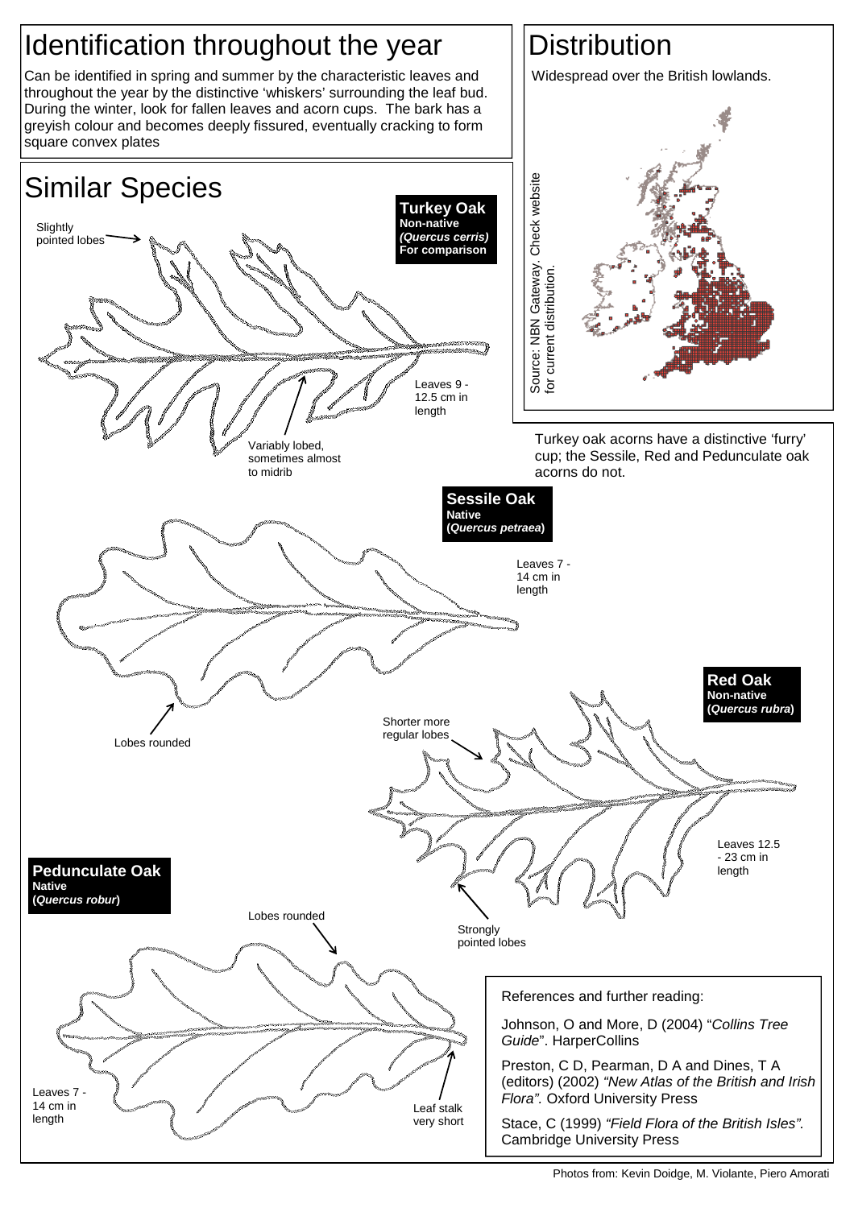# Identification throughout the year

Can be identified in spring and summer by the characteristic leaves and throughout the year by the distinctive 'whiskers' surrounding the leaf bud. During the winter, look for fallen leaves and acorn cups. The bark has a greyish colour and becomes deeply fissured, eventually cracking to form square convex plates

# Distribution

Widespread over the British lowlands.

Source: NBN Gateway. Check website for current distribution.

# Similar Species

**Turkey Oak**
**Non-native**
***(Quercus cerris)***
**For comparison**

Slightly pointed lobes

Variably lobed, sometimes almost to midrib

Leaves 9 - 12.5 cm in length

Turkey oak acorns have a distinctive 'furry' cup; the Sessile, Red and Pedunculate oak acorns do not.

**Sessile Oak**
**Native**
**(*Quercus petraea*)**

Leaves 7 - 14 cm in length

Lobes rounded

**Red Oak**
**Non-native**
**(*Quercus rubra*)**

Shorter more regular lobes

Leaves 12.5 - 23 cm in length

Strongly pointed lobes

**Pedunculate Oak**
**Native**
**(*Quercus robur*)**

Lobes rounded

Leaves 7 - 14 cm in length

Leaf stalk very short

References and further reading:

Johnson, O and More, D (2004) "*Collins Tree Guide*". HarperCollins

Preston, C D, Pearman, D A and Dines, T A (editors) (2002) *"New Atlas of the British and Irish Flora".* Oxford University Press

Stace, C (1999) *"Field Flora of the British Isles".* Cambridge University Press

Photos from: Kevin Doidge, M. Violante, Piero Amorati